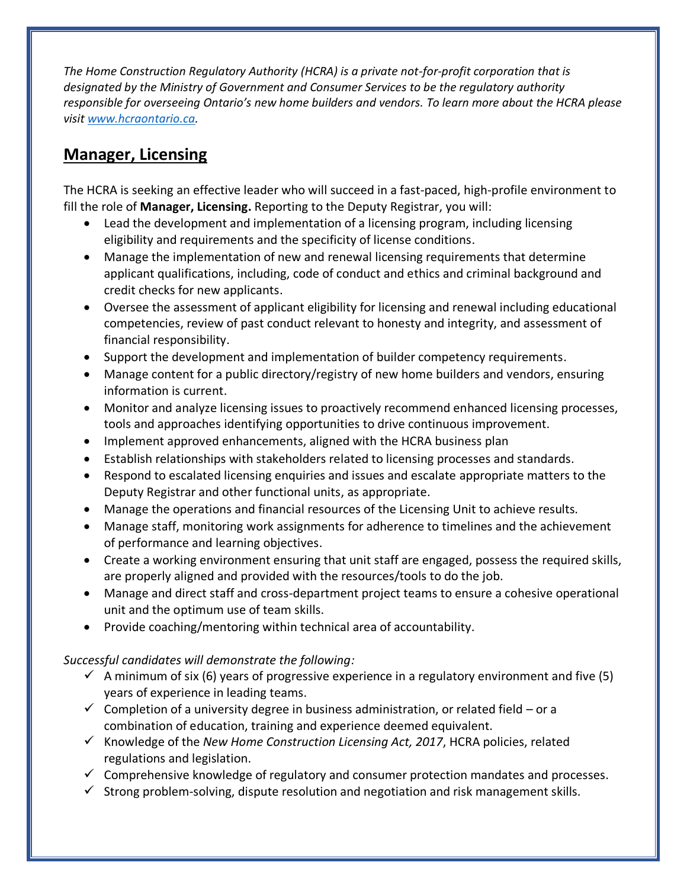*The Home Construction Regulatory Authority (HCRA) is a private not-for-profit corporation that is designated by the Ministry of Government and Consumer Services to be the regulatory authority responsible for overseeing Ontario's new home builders and vendors. To learn more about the HCRA please visit [www.hcraontario.ca](http://www.hcraontario.ca).*

## Manager, Licensing

The HCRA is seeking an effective leader who will succeed in a fast-paced, high-profile environment to fill the role of **Manager, Licensing.** Reporting to the Deputy Registrar, you will:

- Lead the development and implementation of a licensing program, including licensing eligibility and requirements and the specificity of license conditions.
- Manage the implementation of new and renewal licensing requirements that determine applicant qualifications, including, code of conduct and ethics and criminal background and credit checks for new applicants.
- Oversee the assessment of applicant eligibility for licensing and renewal including educational competencies, review of past conduct relevant to honesty and integrity, and assessment of financial responsibility.
- Support the development and implementation of builder competency requirements.
- Manage content for a public directory/registry of new home builders and vendors, ensuring information is current.
- Monitor and analyze licensing issues to proactively recommend enhanced licensing processes, tools and approaches identifying opportunities to drive continuous improvement.
- Implement approved enhancements, aligned with the HCRA business plan
- Establish relationships with stakeholders related to licensing processes and standards.
- Respond to escalated licensing enquiries and issues and escalate appropriate matters to the Deputy Registrar and other functional units, as appropriate.
- Manage the operations and financial resources of the Licensing Unit to achieve results.
- Manage staff, monitoring work assignments for adherence to timelines and the achievement of performance and learning objectives.
- Create a working environment ensuring that unit staff are engaged, possess the required skills, are properly aligned and provided with the resources/tools to do the job.
- Manage and direct staff and cross-department project teams to ensure a cohesive operational unit and the optimum use of team skills.
- Provide coaching/mentoring within technical area of accountability.

*Successful candidates will demonstrate the following:*

- ✓ A minimum of six (6) years of progressive experience in a regulatory environment and five (5) years of experience in leading teams.
- ✓ Completion of a university degree in business administration, or related field – or a combination of education, training and experience deemed equivalent.
- ✓ Knowledge of the *New Home Construction Licensing Act, 2017*, HCRA policies, related regulations and legislation.
- ✓ Comprehensive knowledge of regulatory and consumer protection mandates and processes.
- ✓ Strong problem-solving, dispute resolution and negotiation and risk management skills.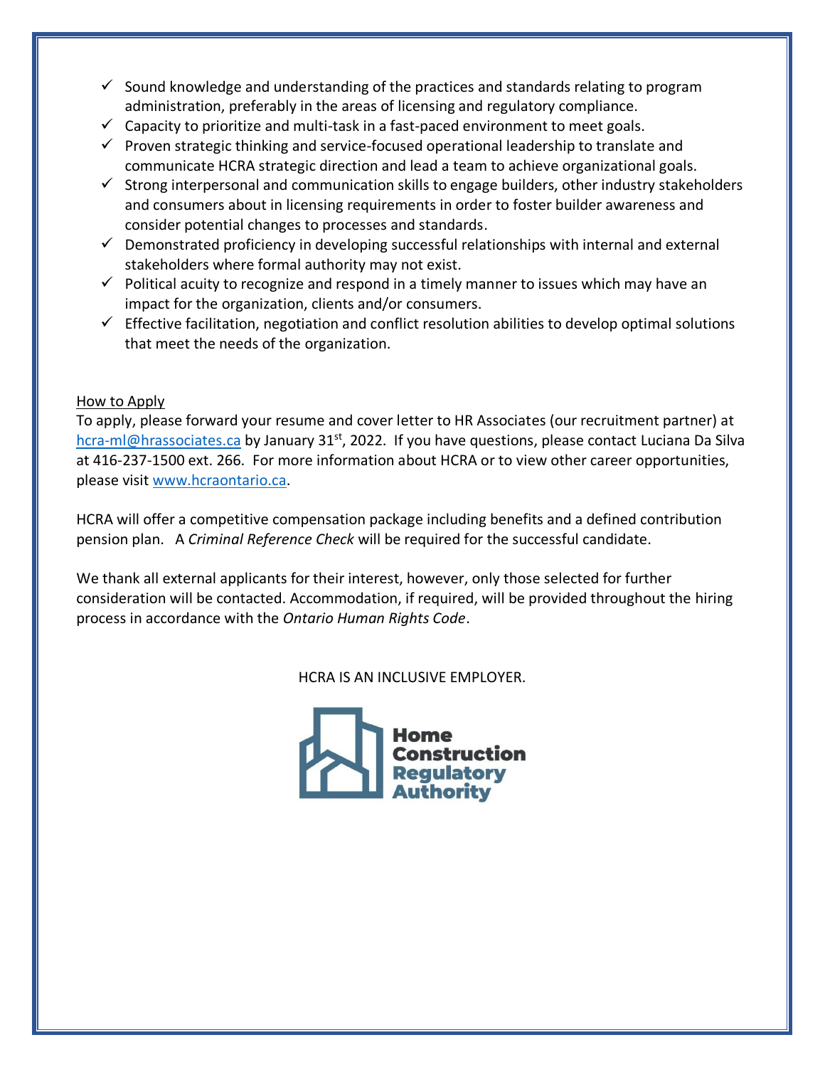- ✓ Sound knowledge and understanding of the practices and standards relating to program administration, preferably in the areas of licensing and regulatory compliance.
- ✓ Capacity to prioritize and multi-task in a fast-paced environment to meet goals.
- ✓ Proven strategic thinking and service-focused operational leadership to translate and communicate HCRA strategic direction and lead a team to achieve organizational goals.
- ✓ Strong interpersonal and communication skills to engage builders, other industry stakeholders and consumers about in licensing requirements in order to foster builder awareness and consider potential changes to processes and standards.
- ✓ Demonstrated proficiency in developing successful relationships with internal and external stakeholders where formal authority may not exist.
- ✓ Political acuity to recognize and respond in a timely manner to issues which may have an impact for the organization, clients and/or consumers.
- ✓ Effective facilitation, negotiation and conflict resolution abilities to develop optimal solutions that meet the needs of the organization.

How to Apply

To apply, please forward your resume and cover letter to HR Associates (our recruitment partner) at hcra-ml@hrassociates.ca by January 31st, 2022. If you have questions, please contact Luciana Da Silva at 416-237-1500 ext. 266. For more information about HCRA or to view other career opportunities, please visit www.hcraontario.ca.

HCRA will offer a competitive compensation package including benefits and a defined contribution pension plan. A *Criminal Reference Check* will be required for the successful candidate.

We thank all external applicants for their interest, however, only those selected for further consideration will be contacted. Accommodation, if required, will be provided throughout the hiring process in accordance with the *Ontario Human Rights Code*.

HCRA IS AN INCLUSIVE EMPLOYER.

Home Construction Regulatory Authority